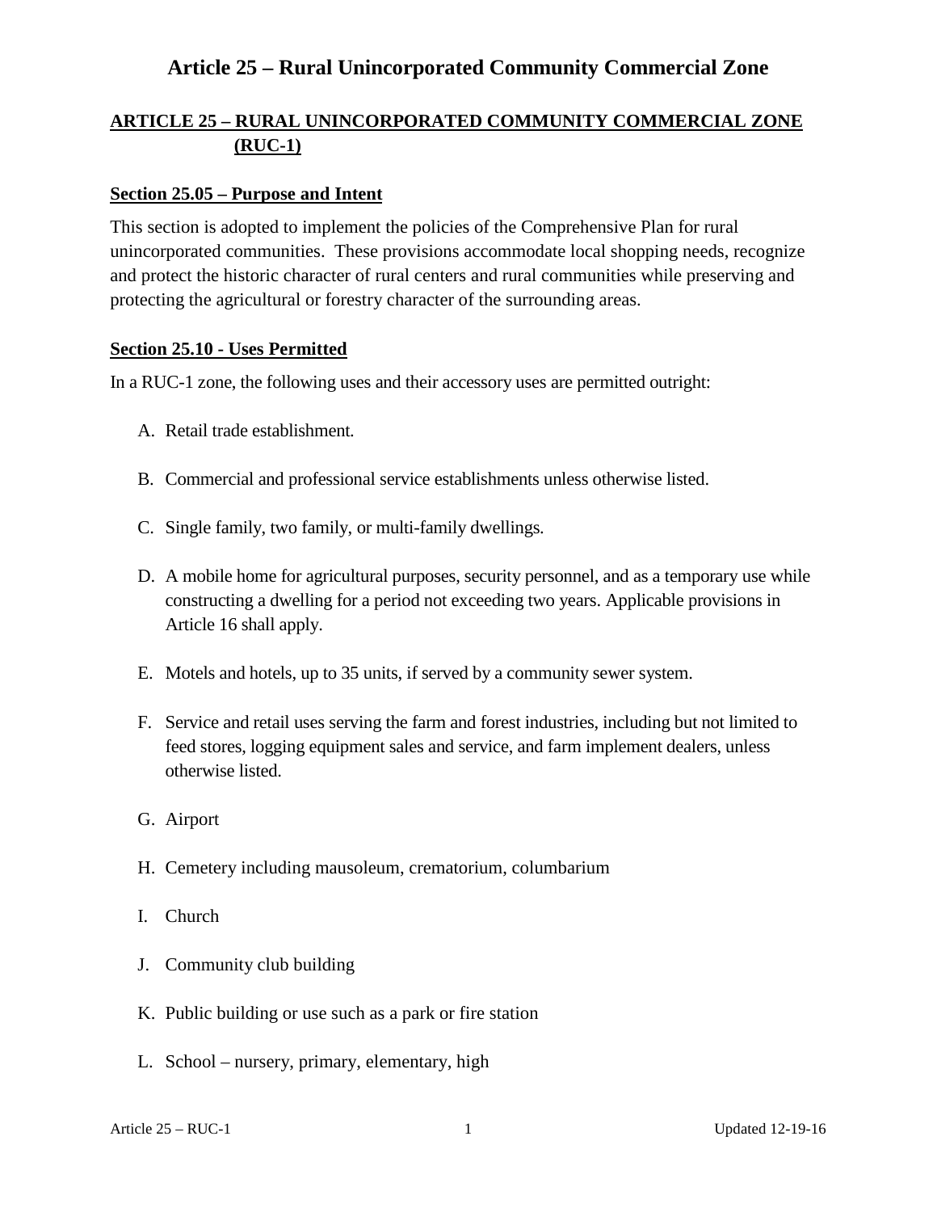# Article 25 – Rural Unincorporated Community Commercial Zone

## ARTICLE 25 – RURAL UNINCORPORATED COMMUNITY COMMERCIAL ZONE (RUC-1)

### Section 25.05 – Purpose and Intent

This section is adopted to implement the policies of the Comprehensive Plan for rural unincorporated communities. These provisions accommodate local shopping needs, recognize and protect the historic character of rural centers and rural communities while preserving and protecting the agricultural or forestry character of the surrounding areas.

### Section 25.10 - Uses Permitted

In a RUC-1 zone, the following uses and their accessory uses are permitted outright:

A. Retail trade establishment.

B. Commercial and professional service establishments unless otherwise listed.

C. Single family, two family, or multi-family dwellings.

D. A mobile home for agricultural purposes, security personnel, and as a temporary use while constructing a dwelling for a period not exceeding two years. Applicable provisions in Article 16 shall apply.

E. Motels and hotels, up to 35 units, if served by a community sewer system.

F. Service and retail uses serving the farm and forest industries, including but not limited to feed stores, logging equipment sales and service, and farm implement dealers, unless otherwise listed.

G. Airport

H. Cemetery including mausoleum, crematorium, columbarium

I. Church

J. Community club building

K. Public building or use such as a park or fire station

L. School – nursery, primary, elementary, high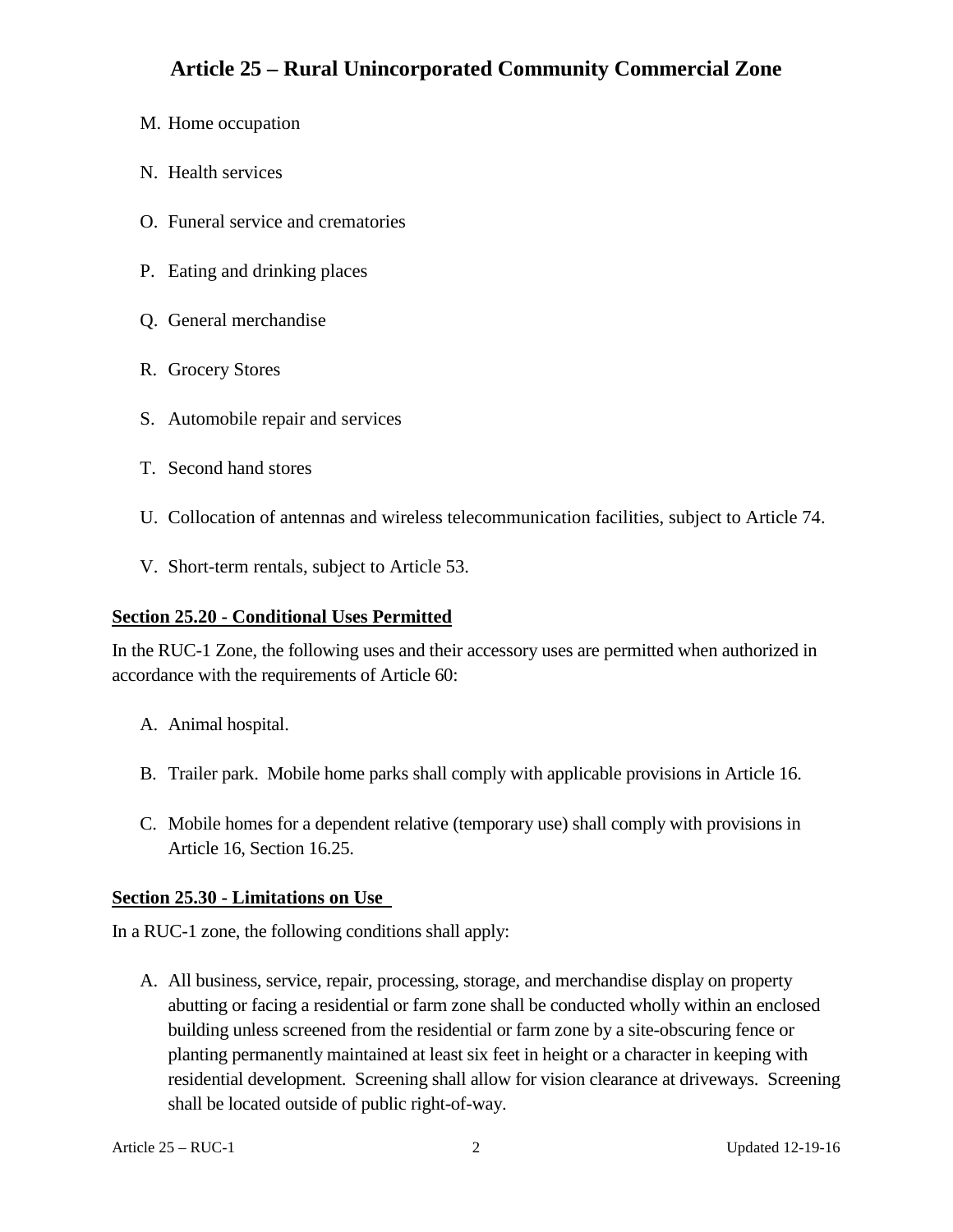M. Home occupation

N. Health services

O. Funeral service and crematories

P. Eating and drinking places

Q. General merchandise

R. Grocery Stores

S. Automobile repair and services

T. Second hand stores

U. Collocation of antennas and wireless telecommunication facilities, subject to Article 74.

V. Short-term rentals, subject to Article 53.

**Section 25.20 - Conditional Uses Permitted**

In the RUC-1 Zone, the following uses and their accessory uses are permitted when authorized in accordance with the requirements of Article 60:

A. Animal hospital.

B. Trailer park. Mobile home parks shall comply with applicable provisions in Article 16.

C. Mobile homes for a dependent relative (temporary use) shall comply with provisions in Article 16, Section 16.25.

**Section 25.30 - Limitations on Use**

In a RUC-1 zone, the following conditions shall apply:

A. All business, service, repair, processing, storage, and merchandise display on property abutting or facing a residential or farm zone shall be conducted wholly within an enclosed building unless screened from the residential or farm zone by a site-obscuring fence or planting permanently maintained at least six feet in height or a character in keeping with residential development. Screening shall allow for vision clearance at driveways. Screening shall be located outside of public right-of-way.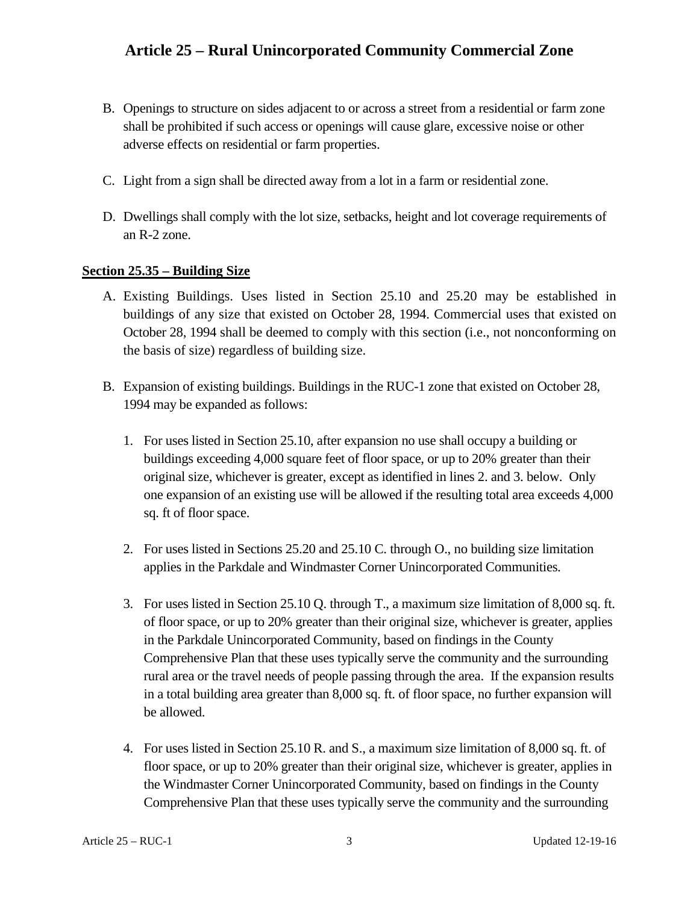B. Openings to structure on sides adjacent to or across a street from a residential or farm zone shall be prohibited if such access or openings will cause glare, excessive noise or other adverse effects on residential or farm properties.

C. Light from a sign shall be directed away from a lot in a farm or residential zone.

D. Dwellings shall comply with the lot size, setbacks, height and lot coverage requirements of an R-2 zone.

**Section 25.35 – Building Size**

A. Existing Buildings. Uses listed in Section 25.10 and 25.20 may be established in buildings of any size that existed on October 28, 1994. Commercial uses that existed on October 28, 1994 shall be deemed to comply with this section (i.e., not nonconforming on the basis of size) regardless of building size.

B. Expansion of existing buildings. Buildings in the RUC-1 zone that existed on October 28, 1994 may be expanded as follows:

1. For uses listed in Section 25.10, after expansion no use shall occupy a building or buildings exceeding 4,000 square feet of floor space, or up to 20% greater than their original size, whichever is greater, except as identified in lines 2. and 3. below. Only one expansion of an existing use will be allowed if the resulting total area exceeds 4,000 sq. ft of floor space.

2. For uses listed in Sections 25.20 and 25.10 C. through O., no building size limitation applies in the Parkdale and Windmaster Corner Unincorporated Communities.

3. For uses listed in Section 25.10 Q. through T., a maximum size limitation of 8,000 sq. ft. of floor space, or up to 20% greater than their original size, whichever is greater, applies in the Parkdale Unincorporated Community, based on findings in the County Comprehensive Plan that these uses typically serve the community and the surrounding rural area or the travel needs of people passing through the area. If the expansion results in a total building area greater than 8,000 sq. ft. of floor space, no further expansion will be allowed.

4. For uses listed in Section 25.10 R. and S., a maximum size limitation of 8,000 sq. ft. of floor space, or up to 20% greater than their original size, whichever is greater, applies in the Windmaster Corner Unincorporated Community, based on findings in the County Comprehensive Plan that these uses typically serve the community and the surrounding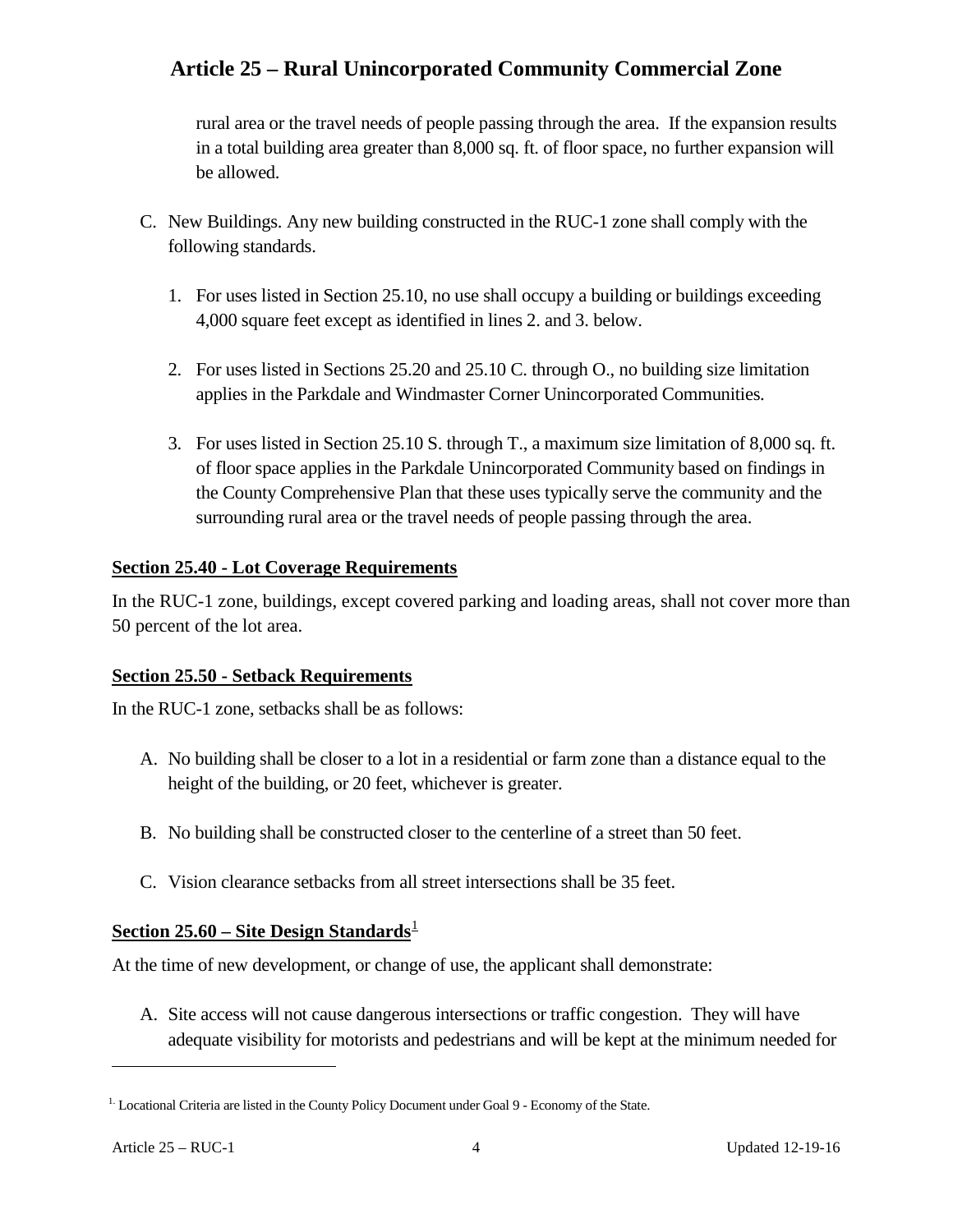rural area or the travel needs of people passing through the area. If the expansion results in a total building area greater than 8,000 sq. ft. of floor space, no further expansion will be allowed.

C. New Buildings. Any new building constructed in the RUC-1 zone shall comply with the following standards.

   1. For uses listed in Section 25.10, no use shall occupy a building or buildings exceeding 4,000 square feet except as identified in lines 2. and 3. below.

   2. For uses listed in Sections 25.20 and 25.10 C. through O., no building size limitation applies in the Parkdale and Windmaster Corner Unincorporated Communities.

   3. For uses listed in Section 25.10 S. through T., a maximum size limitation of 8,000 sq. ft. of floor space applies in the Parkdale Unincorporated Community based on findings in the County Comprehensive Plan that these uses typically serve the community and the surrounding rural area or the travel needs of people passing through the area.

## Section 25.40 - Lot Coverage Requirements

In the RUC-1 zone, buildings, except covered parking and loading areas, shall not cover more than 50 percent of the lot area.

## Section 25.50 - Setback Requirements

In the RUC-1 zone, setbacks shall be as follows:

A. No building shall be closer to a lot in a residential or farm zone than a distance equal to the height of the building, or 20 feet, whichever is greater.

B. No building shall be constructed closer to the centerline of a street than 50 feet.

C. Vision clearance setbacks from all street intersections shall be 35 feet.

## Section 25.60 – Site Design Standards[1]

At the time of new development, or change of use, the applicant shall demonstrate:

A. Site access will not cause dangerous intersections or traffic congestion. They will have adequate visibility for motorists and pedestrians and will be kept at the minimum needed for

---

[1] Locational Criteria are listed in the County Policy Document under Goal 9 - Economy of the State.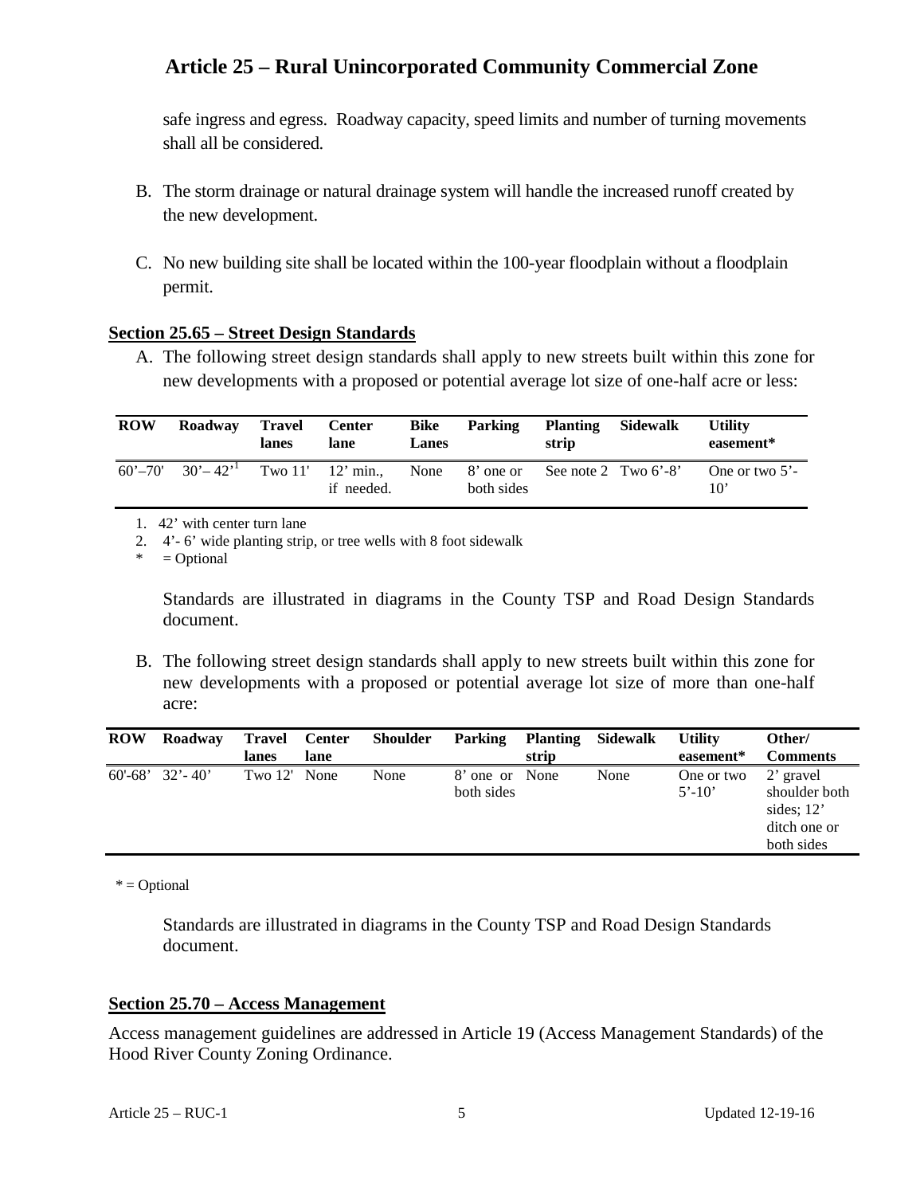safe ingress and egress. Roadway capacity, speed limits and number of turning movements shall all be considered.

B. The storm drainage or natural drainage system will handle the increased runoff created by the new development.

C. No new building site shall be located within the 100-year floodplain without a floodplain permit.

**Section 25.65 – Street Design Standards**

A. The following street design standards shall apply to new streets built within this zone for new developments with a proposed or potential average lot size of one-half acre or less:

| ROW | Roadway | Travel lanes | Center lane | Bike Lanes | Parking | Planting strip | Sidewalk | Utility easement* |
|---|---|---|---|---|---|---|---|---|
| 60'–70' | 30'– 42'[1] | Two 11' | 12' min., if needed. | None | 8' one or both sides | See note 2 | Two 6'-8' | One or two 5'-10' |

1. 42' with center turn lane
2. 4'- 6' wide planting strip, or tree wells with 8 foot sidewalk

\* = Optional

Standards are illustrated in diagrams in the County TSP and Road Design Standards document.

B. The following street design standards shall apply to new streets built within this zone for new developments with a proposed or potential average lot size of more than one-half acre:

| ROW | Roadway | Travel lanes | Center lane | Shoulder | Parking | Planting strip | Sidewalk | Utility easement* | Other/ Comments |
|---|---|---|---|---|---|---|---|---|---|
| 60'-68' | 32'- 40' | Two 12' | None | None | 8' one or both sides | None | None | One or two 5'-10' | 2' gravel shoulder both sides; 12' ditch one or both sides |

\* = Optional

Standards are illustrated in diagrams in the County TSP and Road Design Standards document.

**Section 25.70 – Access Management**

Access management guidelines are addressed in Article 19 (Access Management Standards) of the Hood River County Zoning Ordinance.